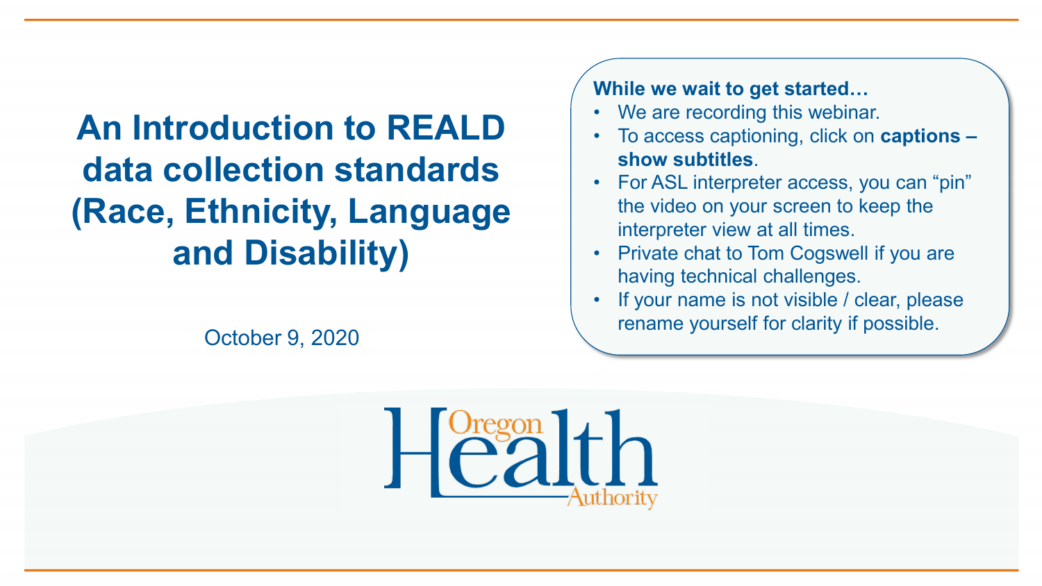# An Introduction to REALD data collection standards (Race, Ethnicity, Language and Disability)

October 9, 2020

**While we wait to get started…**

- We are recording this webinar.
- To access captioning, click on **captions – show subtitles**.
- For ASL interpreter access, you can "pin" the video on your screen to keep the interpreter view at all times.
- Private chat to Tom Cogswell if you are having technical challenges.
- If your name is not visible / clear, please rename yourself for clarity if possible.

Oregon Health Authority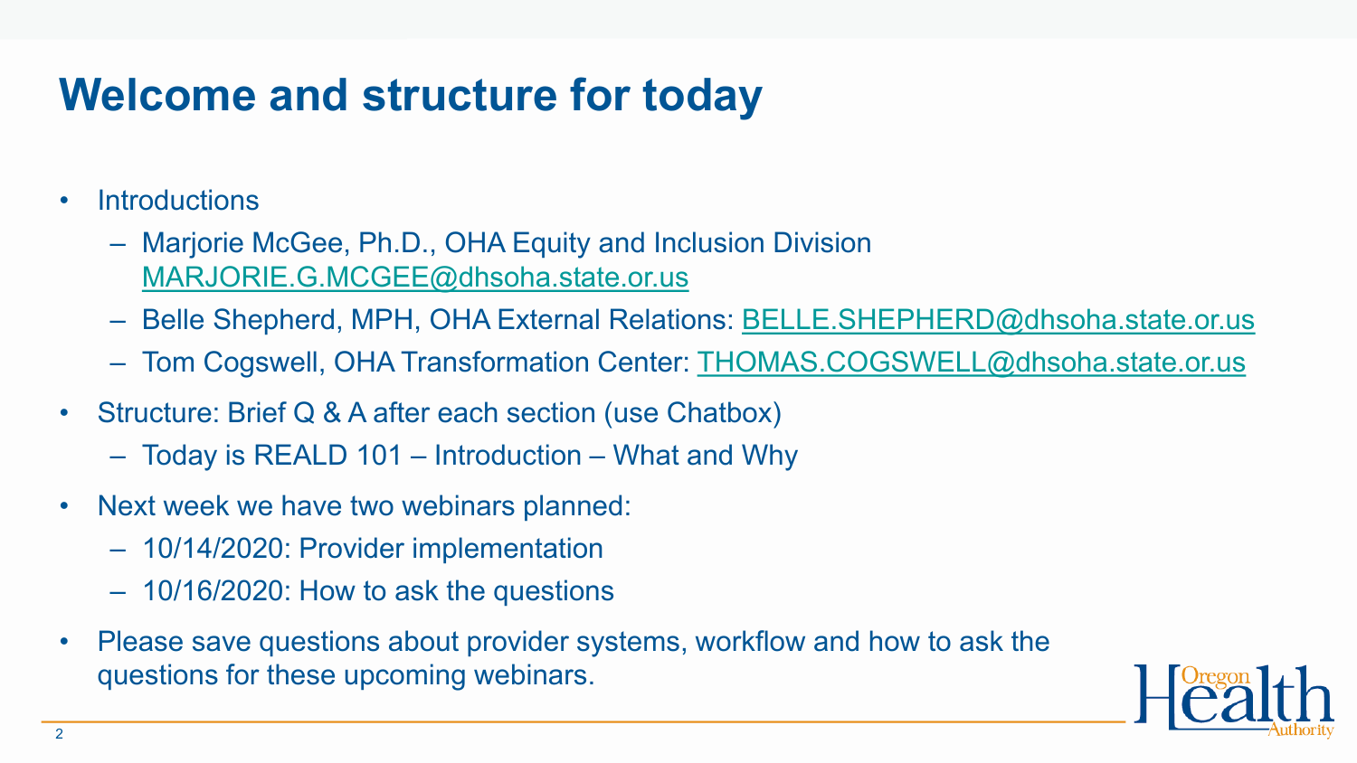# Welcome and structure for today

- Introductions
  - Marjorie McGee, Ph.D., OHA Equity and Inclusion Division MARJORIE.G.MCGEE@dhsoha.state.or.us
  - Belle Shepherd, MPH, OHA External Relations: BELLE.SHEPHERD@dhsoha.state.or.us
  - Tom Cogswell, OHA Transformation Center: THOMAS.COGSWELL@dhsoha.state.or.us
- Structure: Brief Q & A after each section (use Chatbox)
  - Today is REALD 101 – Introduction – What and Why
- Next week we have two webinars planned:
  - 10/14/2020: Provider implementation
  - 10/16/2020: How to ask the questions
- Please save questions about provider systems, workflow and how to ask the questions for these upcoming webinars.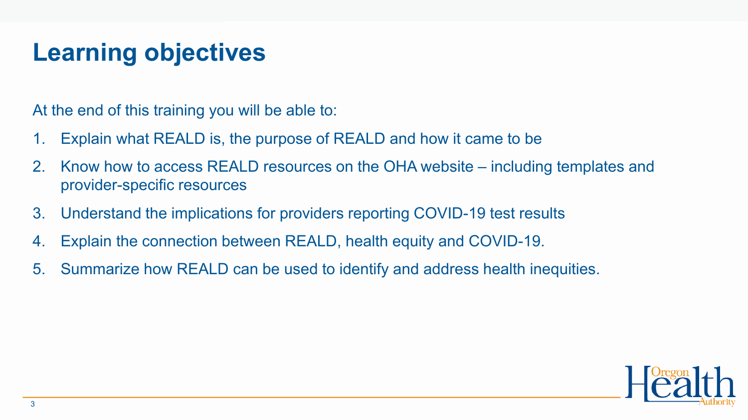# Learning objectives

At the end of this training you will be able to:

1. Explain what REALD is, the purpose of REALD and how it came to be
2. Know how to access REALD resources on the OHA website – including templates and provider-specific resources
3. Understand the implications for providers reporting COVID-19 test results
4. Explain the connection between REALD, health equity and COVID-19.
5. Summarize how REALD can be used to identify and address health inequities.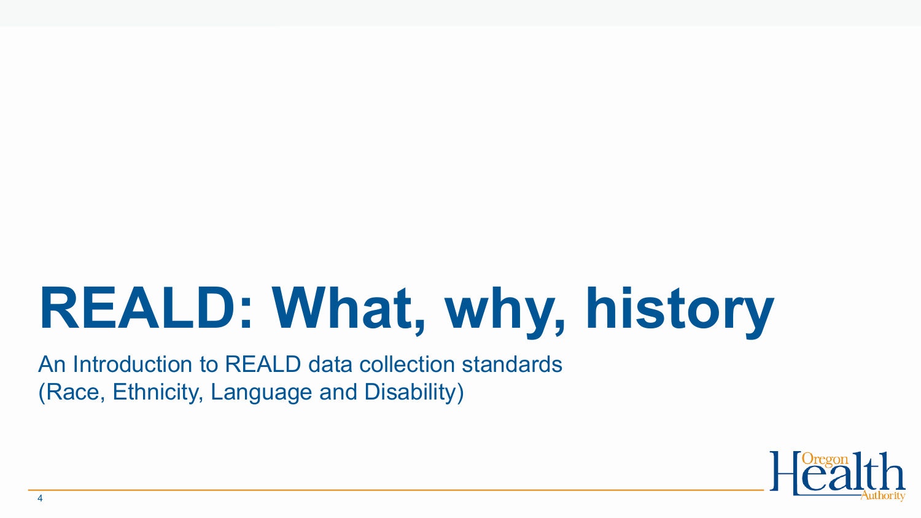# REALD: What, why, history

An Introduction to REALD data collection standards
(Race, Ethnicity, Language and Disability)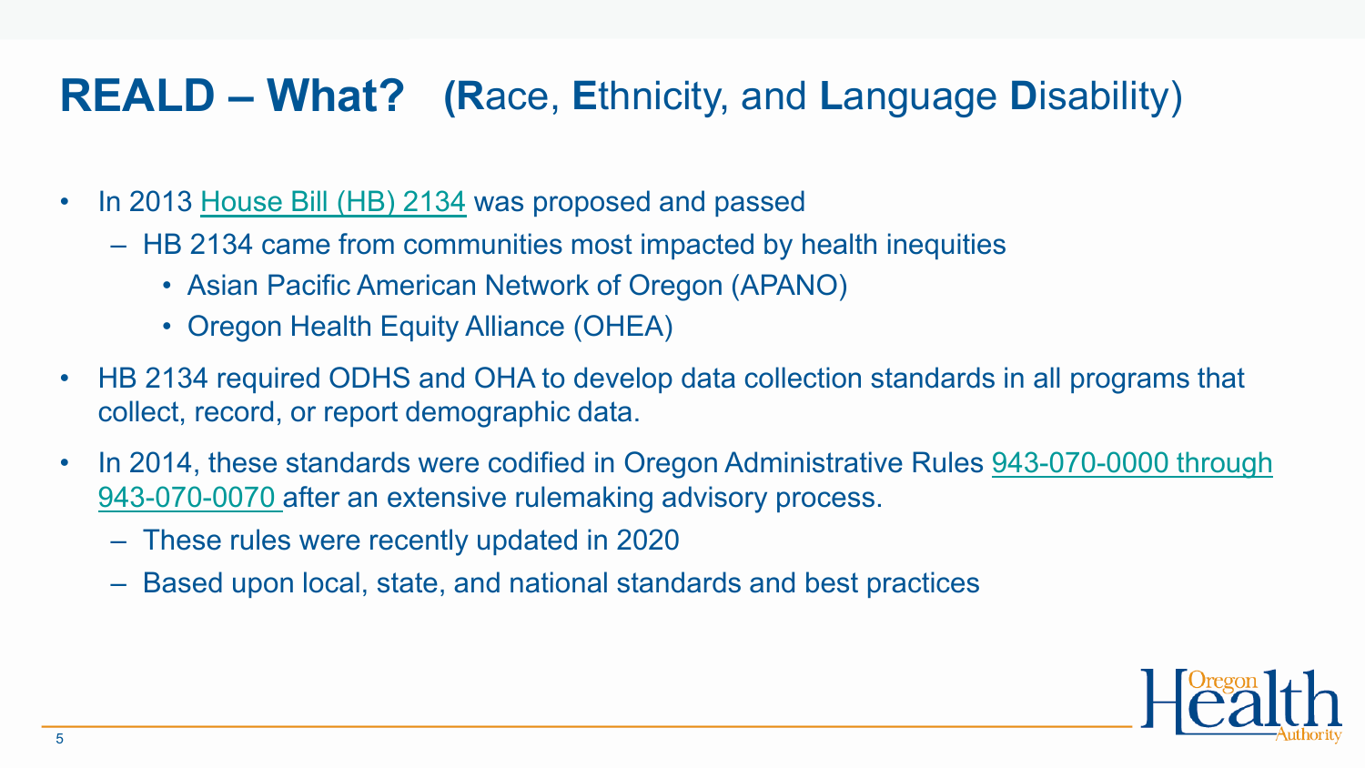# READALD – What? (Race, Ethnicity, and Language Disability)

- In 2013 House Bill (HB) 2134 was proposed and passed
  - HB 2134 came from communities most impacted by health inequities
    - Asian Pacific American Network of Oregon (APANO)
    - Oregon Health Equity Alliance (OHEA)
- HB 2134 required ODHS and OHA to develop data collection standards in all programs that collect, record, or report demographic data.
- In 2014, these standards were codified in Oregon Administrative Rules 943-070-0000 through 943-070-0070 after an extensive rulemaking advisory process.
  - These rules were recently updated in 2020
  - Based upon local, state, and national standards and best practices

# REALD – What? (Race, Ethnicity, and Language Disability)

- In 2013 House Bill (HB) 2134 was proposed and passed
  - HB 2134 came from communities most impacted by health inequities
    - Asian Pacific American Network of Oregon (APANO)
    - Oregon Health Equity Alliance (OHEA)
- HB 2134 required ODHS and OHA to develop data collection standards in all programs that collect, record, or report demographic data.
- In 2014, these standards were codified in Oregon Administrative Rules 943-070-0000 through 943-070-0070 after an extensive rulemaking advisory process.
  - These rules were recently updated in 2020
  - Based upon local, state, and national standards and best practices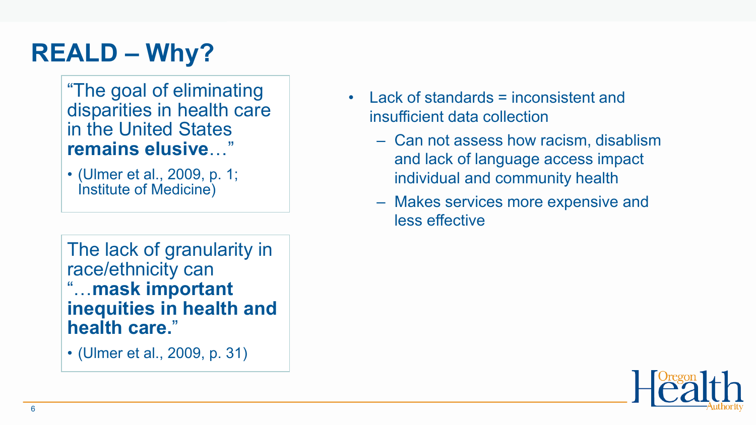# READL – Why?

“The goal of eliminating disparities in health care in the United States **remains elusive**…”

- (Ulmer et al., 2009, p. 1; Institute of Medicine)

The lack of granularity in race/ethnicity can “…**mask important inequities in health and health care.**”

- (Ulmer et al., 2009, p. 31)

- Lack of standards = inconsistent and insufficient data collection
  - Can not assess how racism, disablism and lack of language access impact individual and community health
  - Makes services more expensive and less effective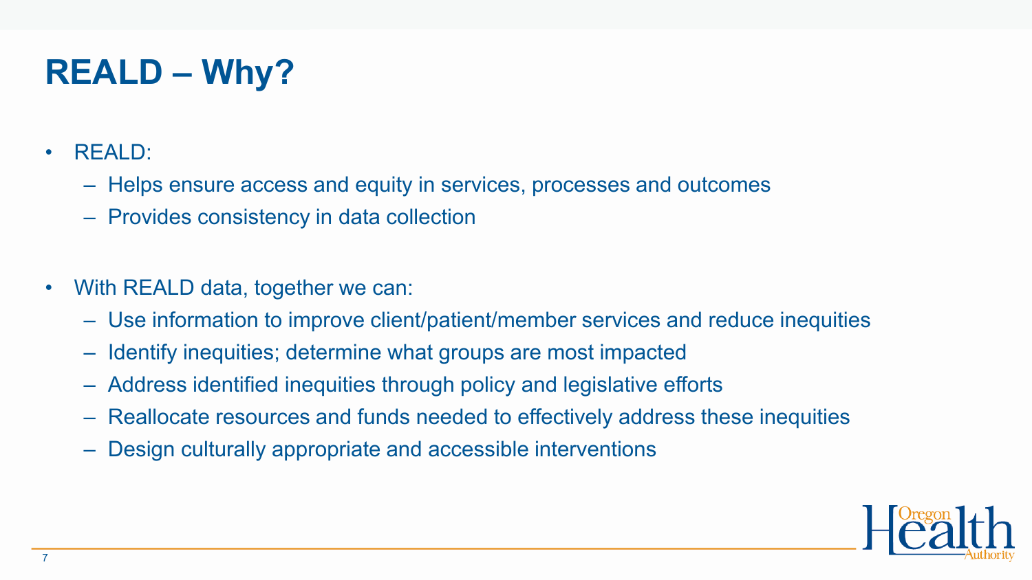# REALD – Why?

- REALD:
  - Helps ensure access and equity in services, processes and outcomes
  - Provides consistency in data collection

- With REALD data, together we can:
  - Use information to improve client/patient/member services and reduce inequities
  - Identify inequities; determine what groups are most impacted
  - Address identified inequities through policy and legislative efforts
  - Reallocate resources and funds needed to effectively address these inequities
  - Design culturally appropriate and accessible interventions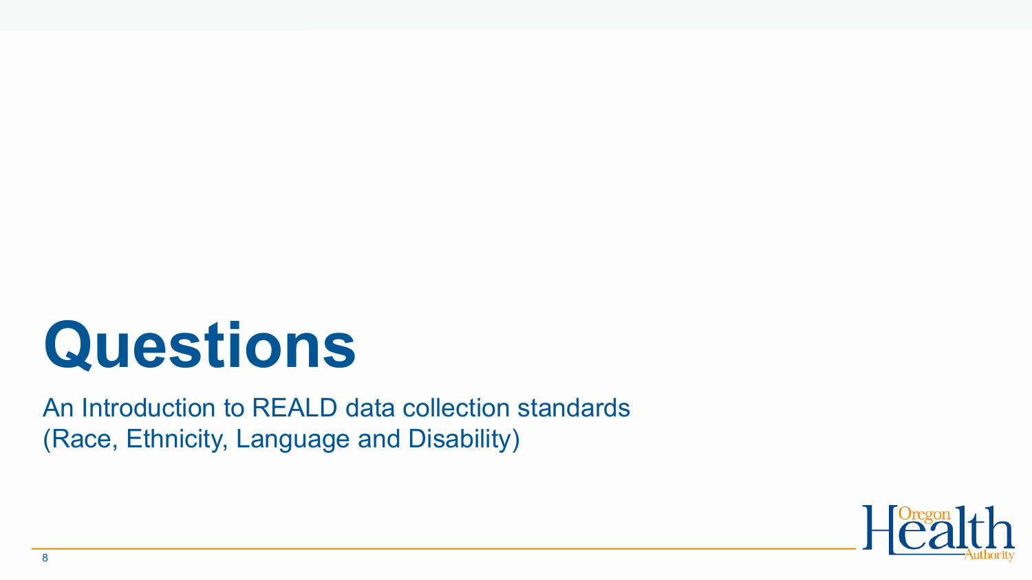# Questions

An Introduction to REALD data collection standards
(Race, Ethnicity, Language and Disability)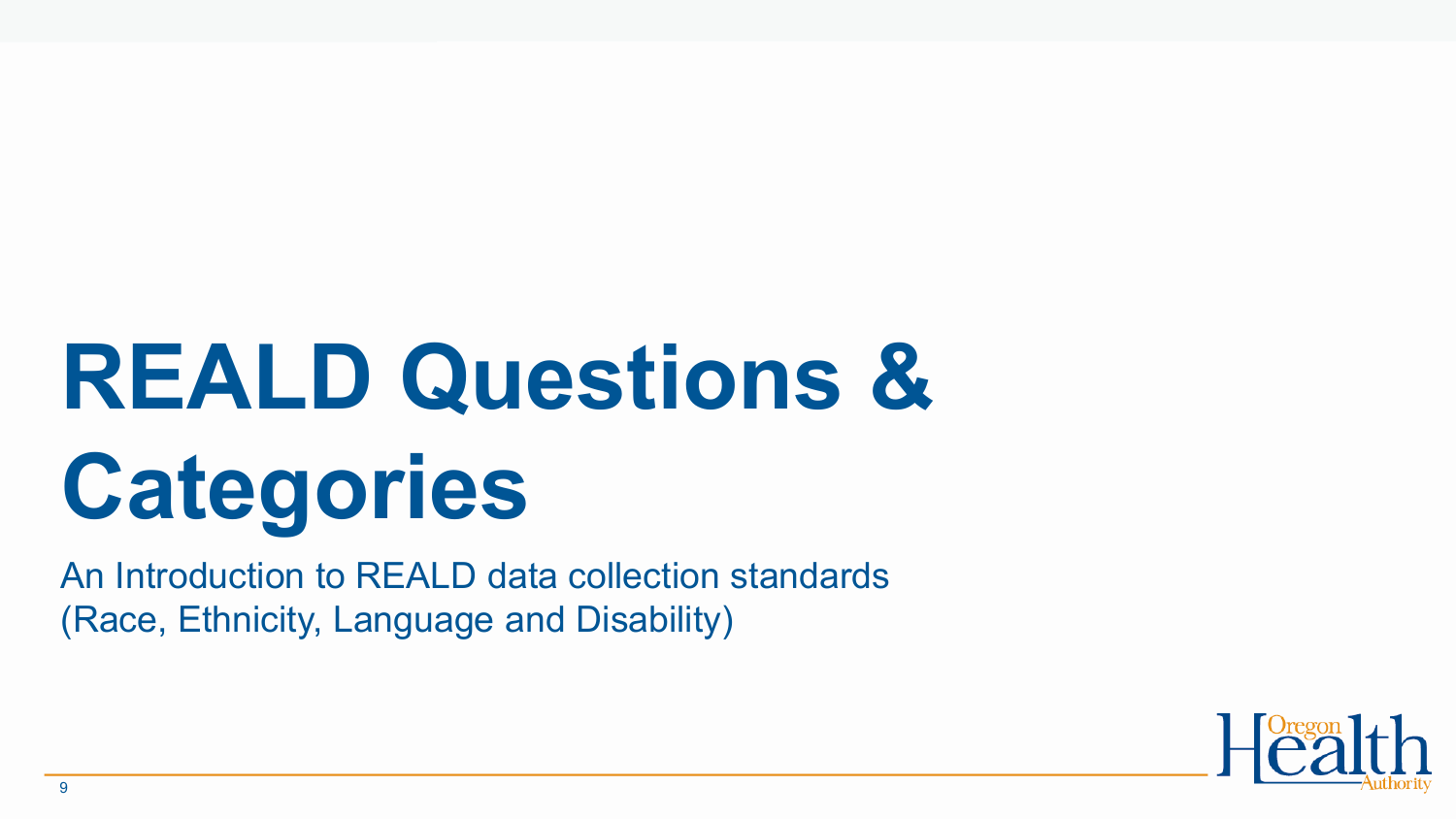# REALD Questions & Categories

An Introduction to REALD data collection standards
(Race, Ethnicity, Language and Disability)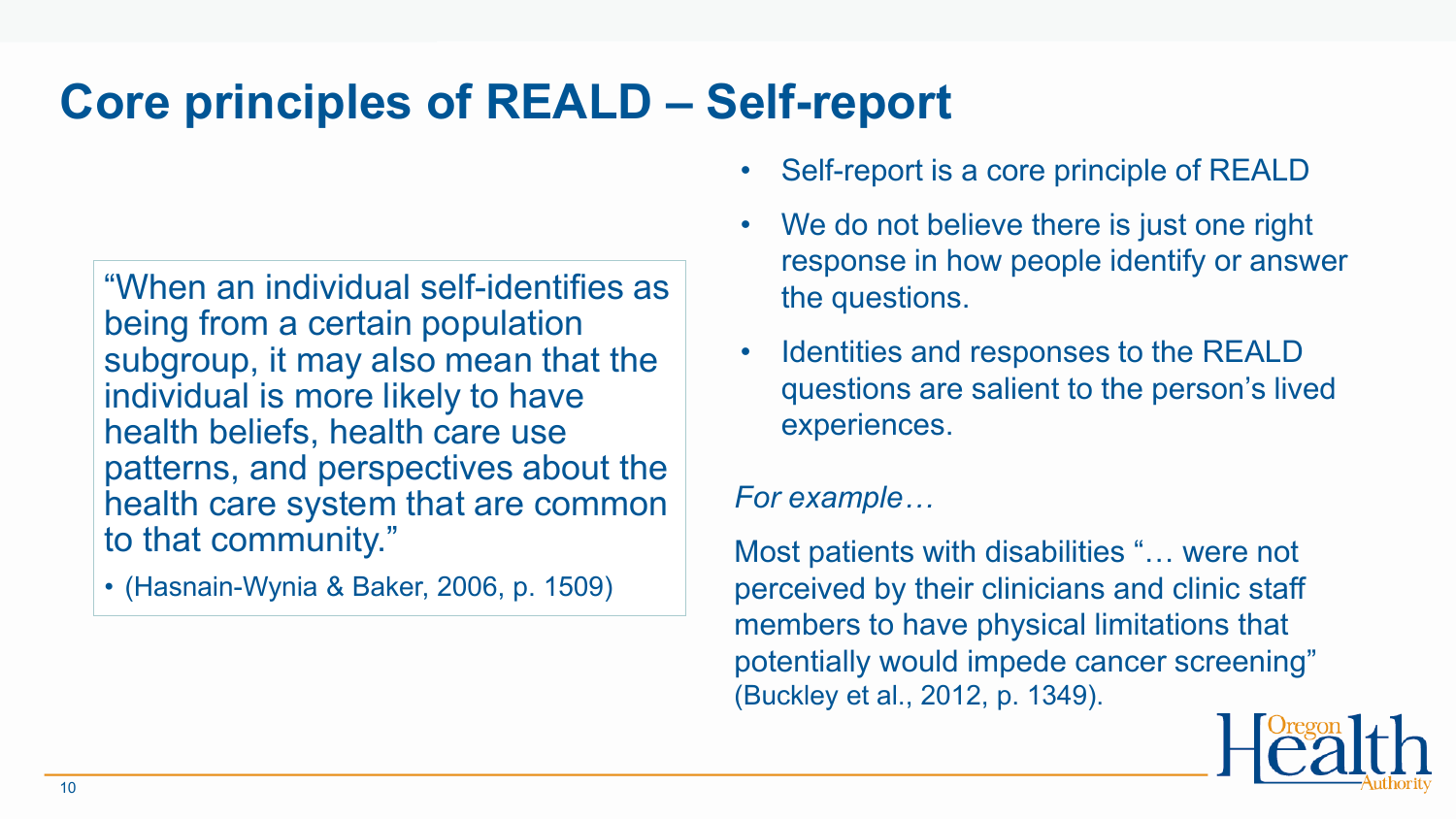# Core principles of REALD – Self-report

> "When an individual self-identifies as being from a certain population subgroup, it may also mean that the individual is more likely to have health beliefs, health care use patterns, and perspectives about the health care system that are common to that community."
>
> - (Hasnain-Wynia & Baker, 2006, p. 1509)

- Self-report is a core principle of REALD
- We do not believe there is just one right response in how people identify or answer the questions.
- Identities and responses to the REALD questions are salient to the person's lived experiences.

*For example…*

Most patients with disabilities "… were not perceived by their clinicians and clinic staff members to have physical limitations that potentially would impede cancer screening" (Buckley et al., 2012, p. 1349).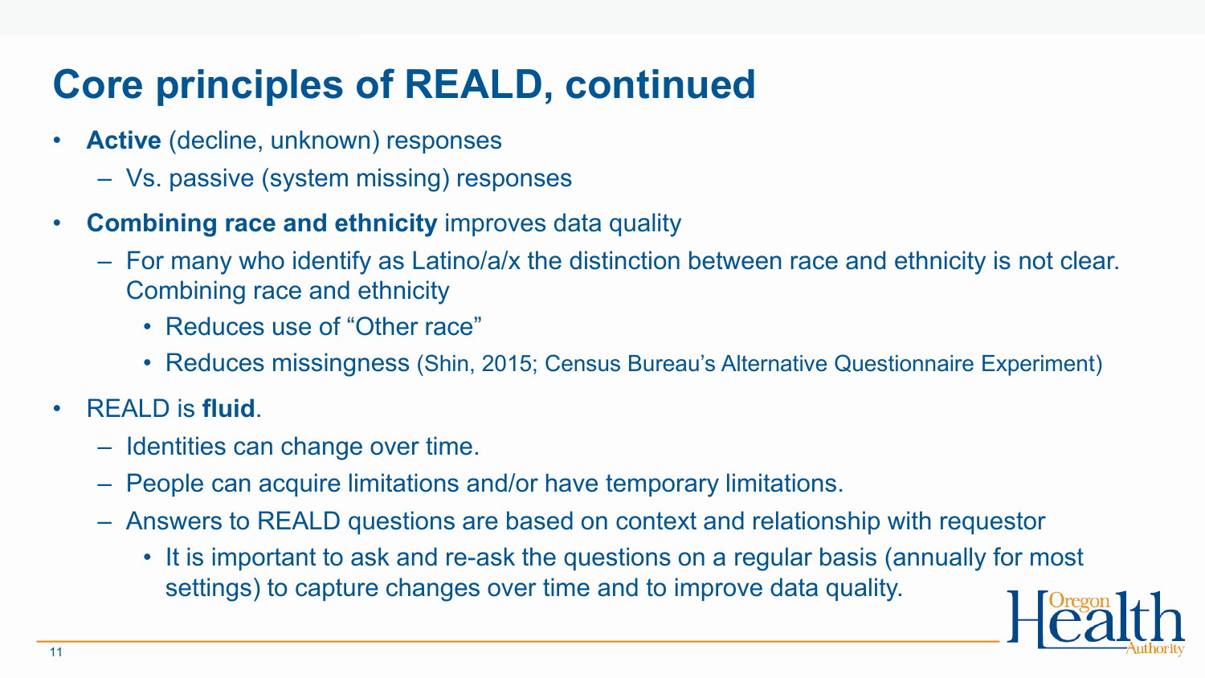# Core principles of REALD, continued

- **Active** (decline, unknown) responses
  - Vs. passive (system missing) responses
- **Combining race and ethnicity** improves data quality
  - For many who identify as Latino/a/x the distinction between race and ethnicity is not clear. Combining race and ethnicity
    - Reduces use of "Other race"
    - Reduces missingness (Shin, 2015; Census Bureau's Alternative Questionnaire Experiment)
- REALD is **fluid**.
  - Identities can change over time.
  - People can acquire limitations and/or have temporary limitations.
  - Answers to REALD questions are based on context and relationship with requestor
    - It is important to ask and re-ask the questions on a regular basis (annually for most settings) to capture changes over time and to improve data quality.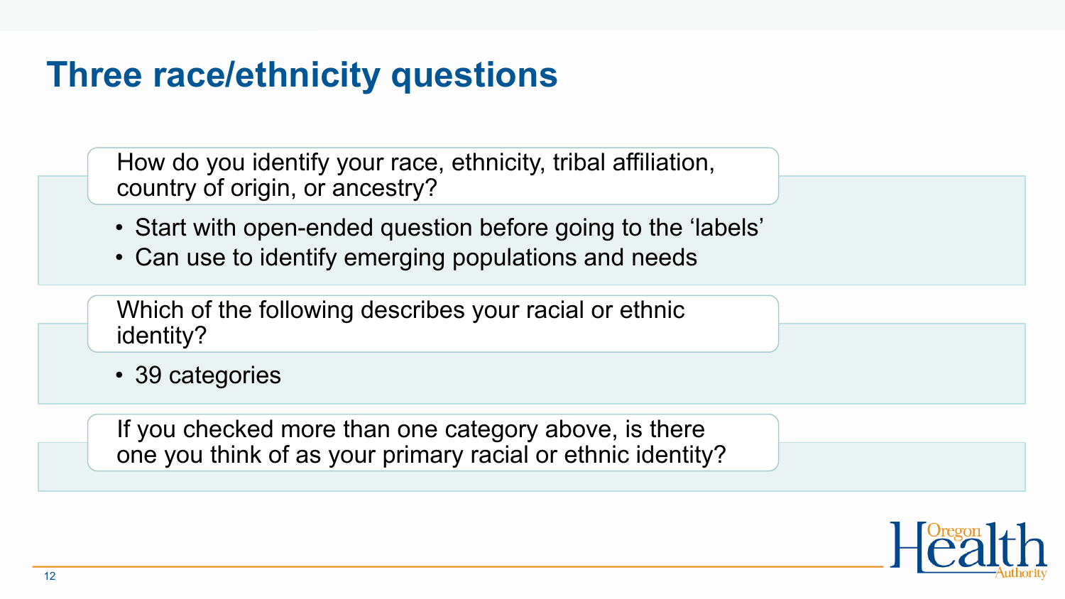# Three race/ethnicity questions

**How do you identify your race, ethnicity, tribal affiliation, country of origin, or ancestry?**

- Start with open-ended question before going to the 'labels'
- Can use to identify emerging populations and needs

**Which of the following describes your racial or ethnic identity?**

- 39 categories

**If you checked more than one category above, is there one you think of as your primary racial or ethnic identity?**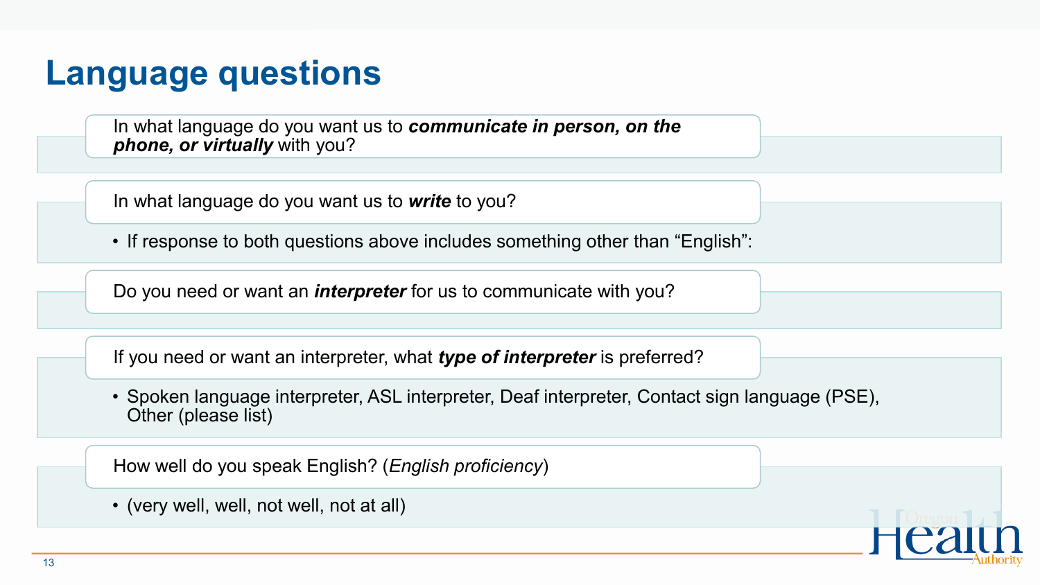# Language questions

In what language do you want us to ***communicate in person, on the phone, or virtually*** with you?

In what language do you want us to ***write*** to you?

- If response to both questions above includes something other than “English”:

Do you need or want an ***interpreter*** for us to communicate with you?

If you need or want an interpreter, what ***type of interpreter*** is preferred?

- Spoken language interpreter, ASL interpreter, Deaf interpreter, Contact sign language (PSE), Other (please list)

How well do you speak English? (*English proficiency*)

- (very well, well, not well, not at all)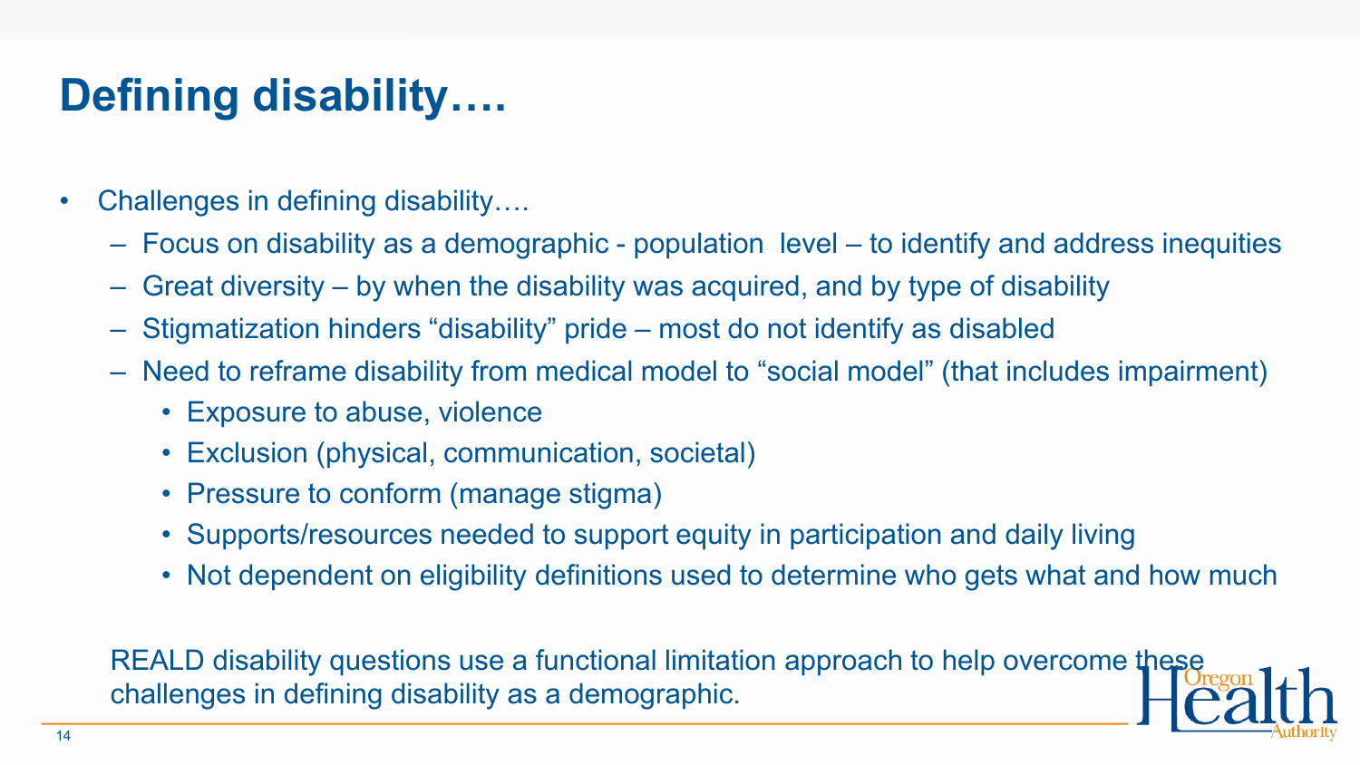# Defining disability….

- Challenges in defining disability….
  - Focus on disability as a demographic - population level – to identify and address inequities
  - Great diversity – by when the disability was acquired, and by type of disability
  - Stigmatization hinders "disability" pride – most do not identify as disabled
  - Need to reframe disability from medical model to "social model" (that includes impairment)
    - Exposure to abuse, violence
    - Exclusion (physical, communication, societal)
    - Pressure to conform (manage stigma)
    - Supports/resources needed to support equity in participation and daily living
    - Not dependent on eligibility definitions used to determine who gets what and how much

REALD disability questions use a functional limitation approach to help overcome these challenges in defining disability as a demographic.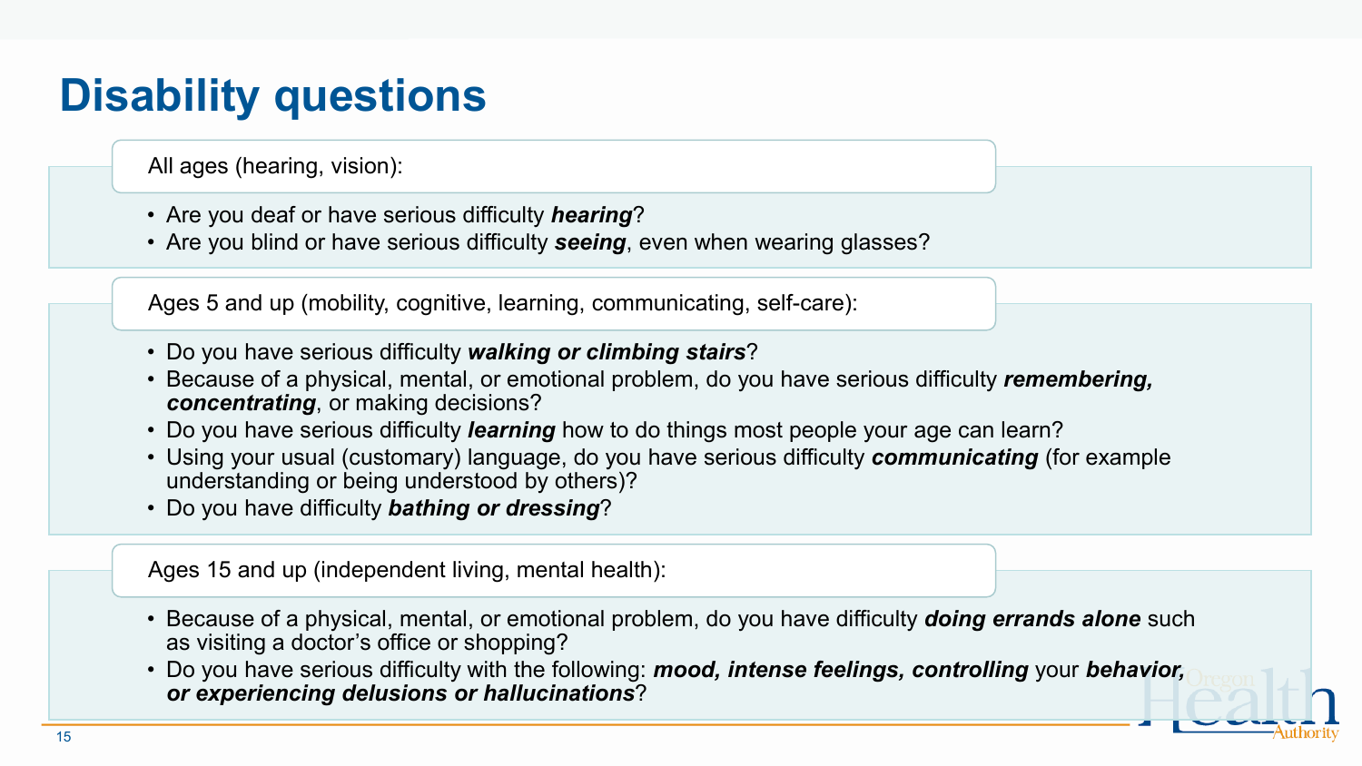# Disability questions

All ages (hearing, vision):

- Are you deaf or have serious difficulty ***hearing***?
- Are you blind or have serious difficulty ***seeing***, even when wearing glasses?

Ages 5 and up (mobility, cognitive, learning, communicating, self-care):

- Do you have serious difficulty ***walking or climbing stairs***?
- Because of a physical, mental, or emotional problem, do you have serious difficulty ***remembering, concentrating***, or making decisions?
- Do you have serious difficulty ***learning*** how to do things most people your age can learn?
- Using your usual (customary) language, do you have serious difficulty ***communicating*** (for example understanding or being understood by others)?
- Do you have difficulty ***bathing or dressing***?

Ages 15 and up (independent living, mental health):

- Because of a physical, mental, or emotional problem, do you have difficulty ***doing errands alone*** such as visiting a doctor's office or shopping?
- Do you have serious difficulty with the following: ***mood, intense feelings, controlling*** your ***behavior, or experiencing delusions or hallucinations***?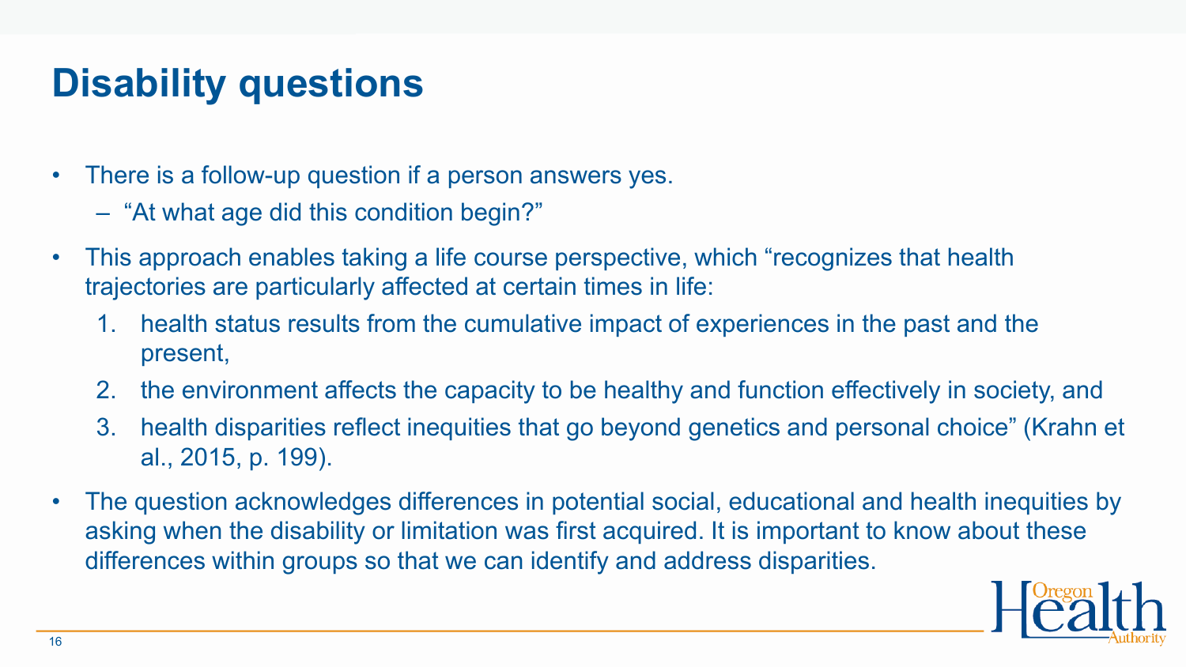# Disability questions

- There is a follow-up question if a person answers yes.
  - "At what age did this condition begin?"
- This approach enables taking a life course perspective, which "recognizes that health trajectories are particularly affected at certain times in life:
  1. health status results from the cumulative impact of experiences in the past and the present,
  2. the environment affects the capacity to be healthy and function effectively in society, and
  3. health disparities reflect inequities that go beyond genetics and personal choice" (Krahn et al., 2015, p. 199).
- The question acknowledges differences in potential social, educational and health inequities by asking when the disability or limitation was first acquired. It is important to know about these differences within groups so that we can identify and address disparities.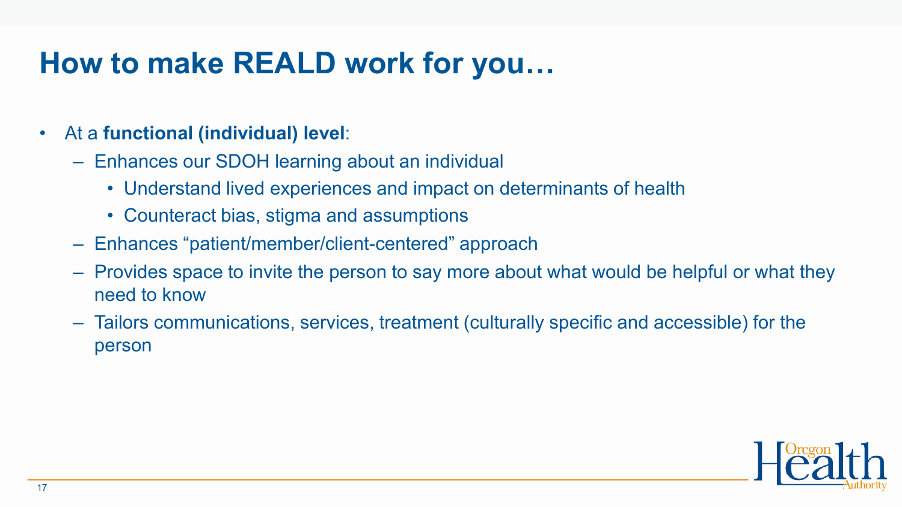# How to make REALD work for you…

- At a **functional (individual) level**:
  - Enhances our SDOH learning about an individual
    - Understand lived experiences and impact on determinants of health
    - Counteract bias, stigma and assumptions
  - Enhances "patient/member/client-centered" approach
  - Provides space to invite the person to say more about what would be helpful or what they need to know
  - Tailors communications, services, treatment (culturally specific and accessible) for the person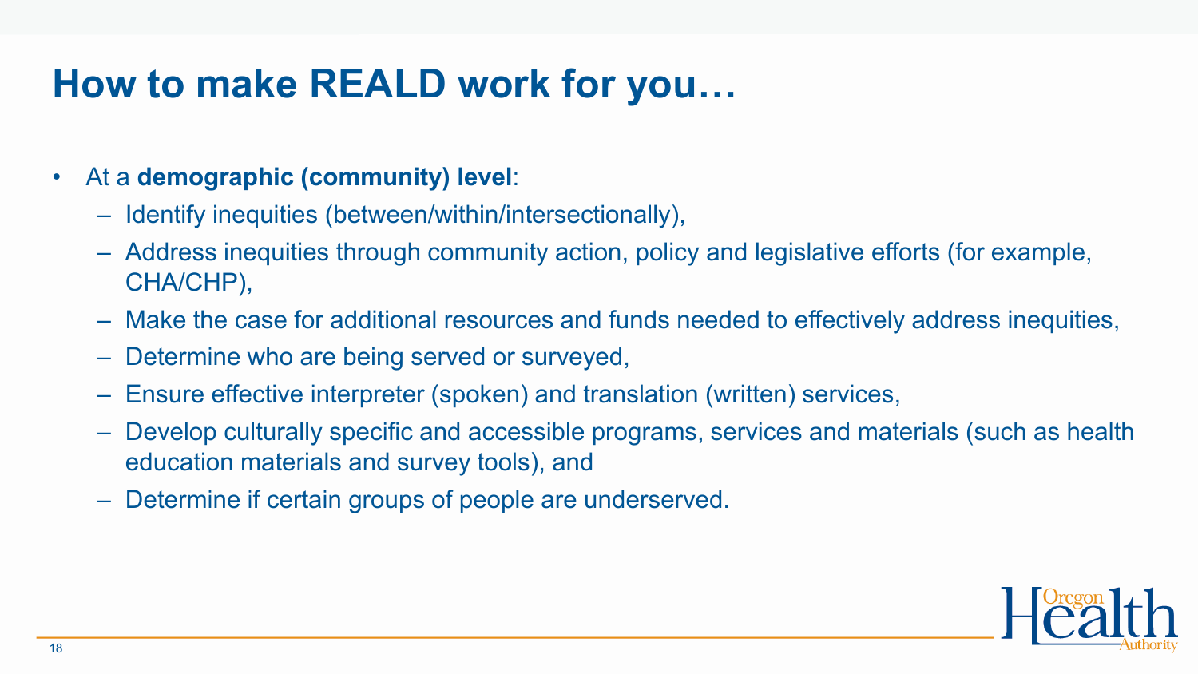# How to make REALD work for you…

- At a **demographic (community) level**:
  - Identify inequities (between/within/intersectionally),
  - Address inequities through community action, policy and legislative efforts (for example, CHA/CHP),
  - Make the case for additional resources and funds needed to effectively address inequities,
  - Determine who are being served or surveyed,
  - Ensure effective interpreter (spoken) and translation (written) services,
  - Develop culturally specific and accessible programs, services and materials (such as health education materials and survey tools), and
  - Determine if certain groups of people are underserved.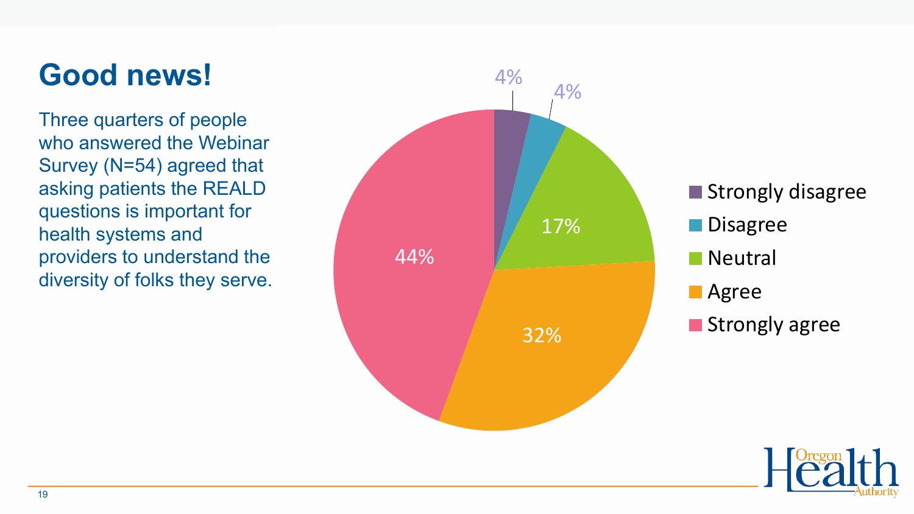# Good news!

Three quarters of people who answered the Webinar Survey (N=54) agreed that asking patients the REALD questions is important for health systems and providers to understand the diversity of folks they serve.

| Response | Percent |
| --- | --- |
| Strongly disagree | 4% |
| Disagree | 4% |
| Neutral | 17% |
| Agree | 32% |
| Strongly agree | 44% |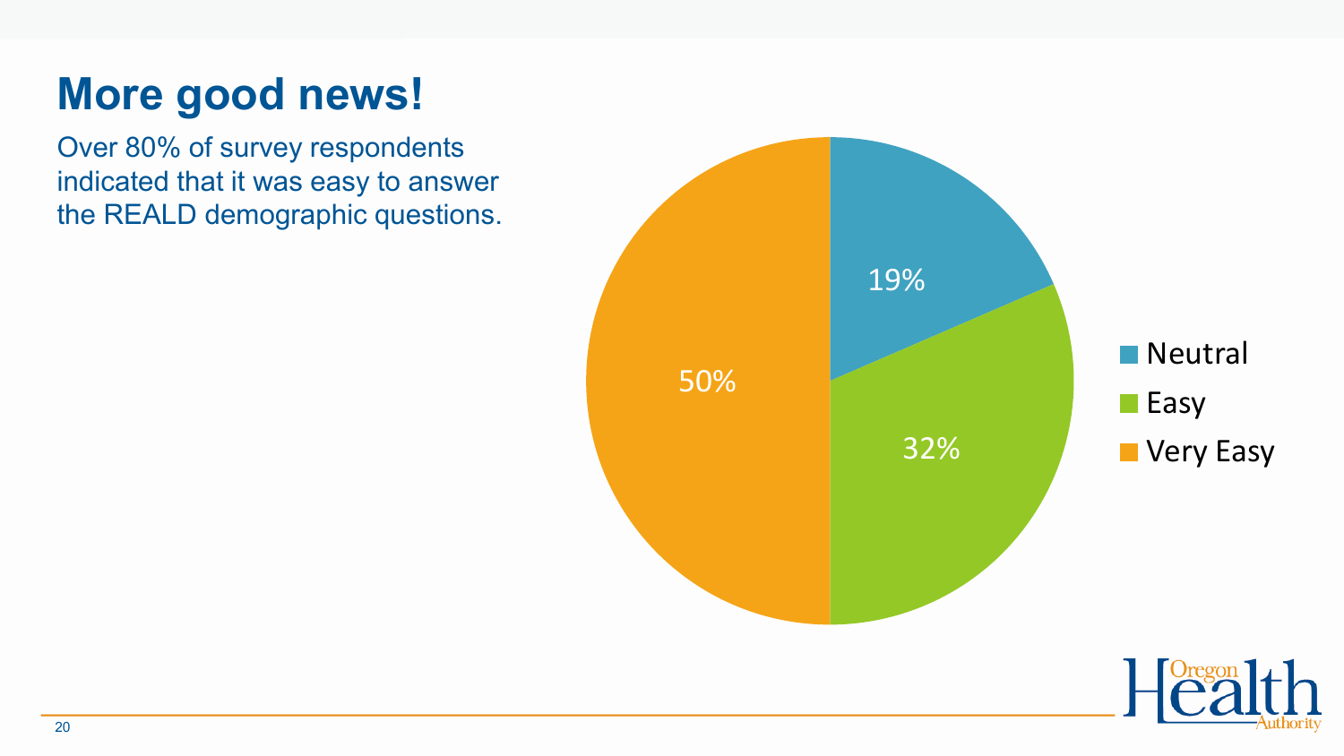# More good news!

Over 80% of survey respondents indicated that it was easy to answer the REALD demographic questions.

| Response | Percent |
| --- | --- |
| Neutral | 19% |
| Easy | 32% |
| Very Easy | 50% |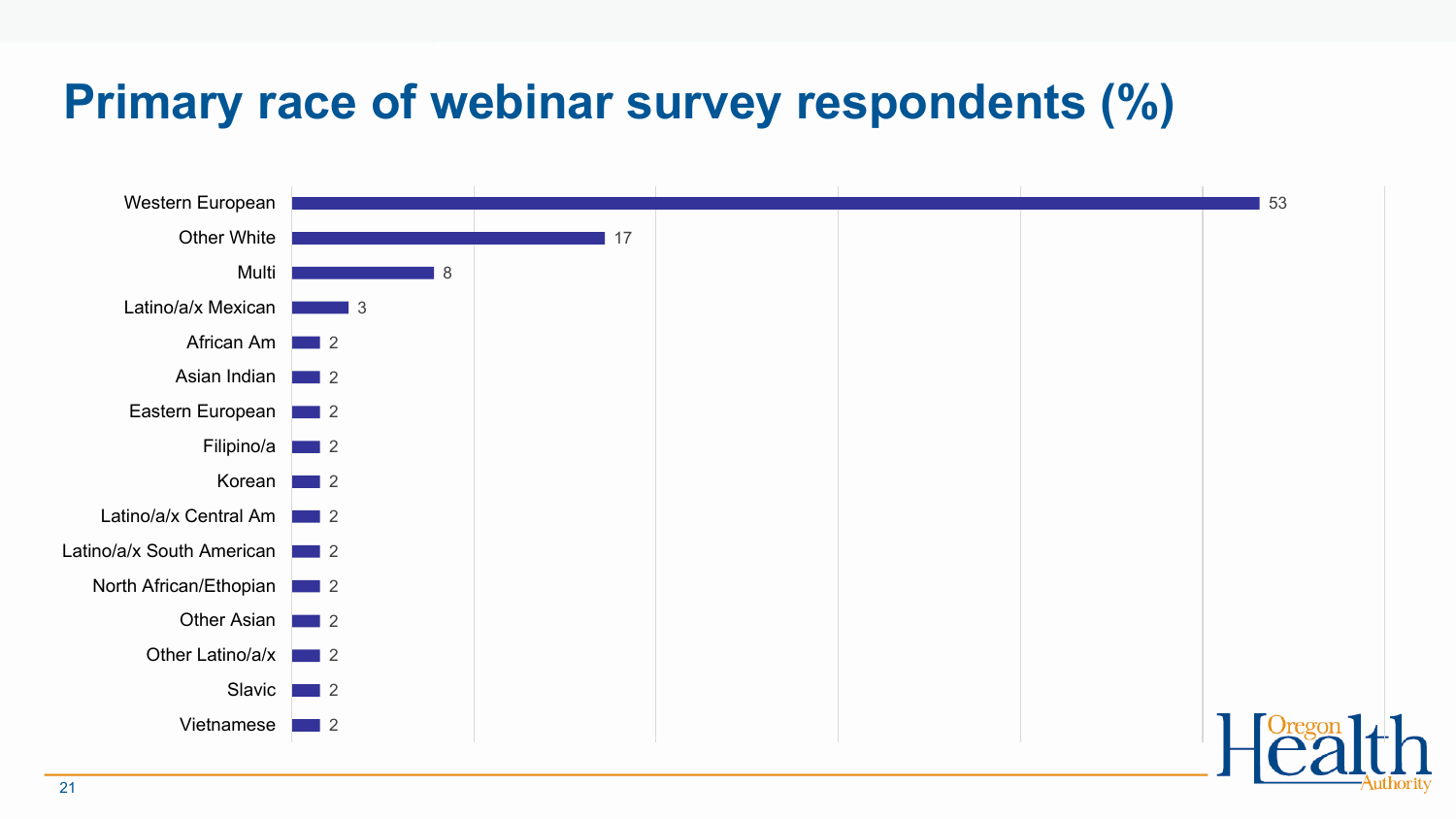# Primary race of webinar survey respondents (%)

| Race | % |
|---|---|
| Western European | 53 |
| Other White | 17 |
| Multi | 8 |
| Latino/a/x Mexican | 3 |
| African Am | 2 |
| Asian Indian | 2 |
| Eastern European | 2 |
| Filipino/a | 2 |
| Korean | 2 |
| Latino/a/x Central Am | 2 |
| Latino/a/x South American | 2 |
| North African/Ethopian | 2 |
| Other Asian | 2 |
| Other Latino/a/x | 2 |
| Slavic | 2 |
| Vietnamese | 2 |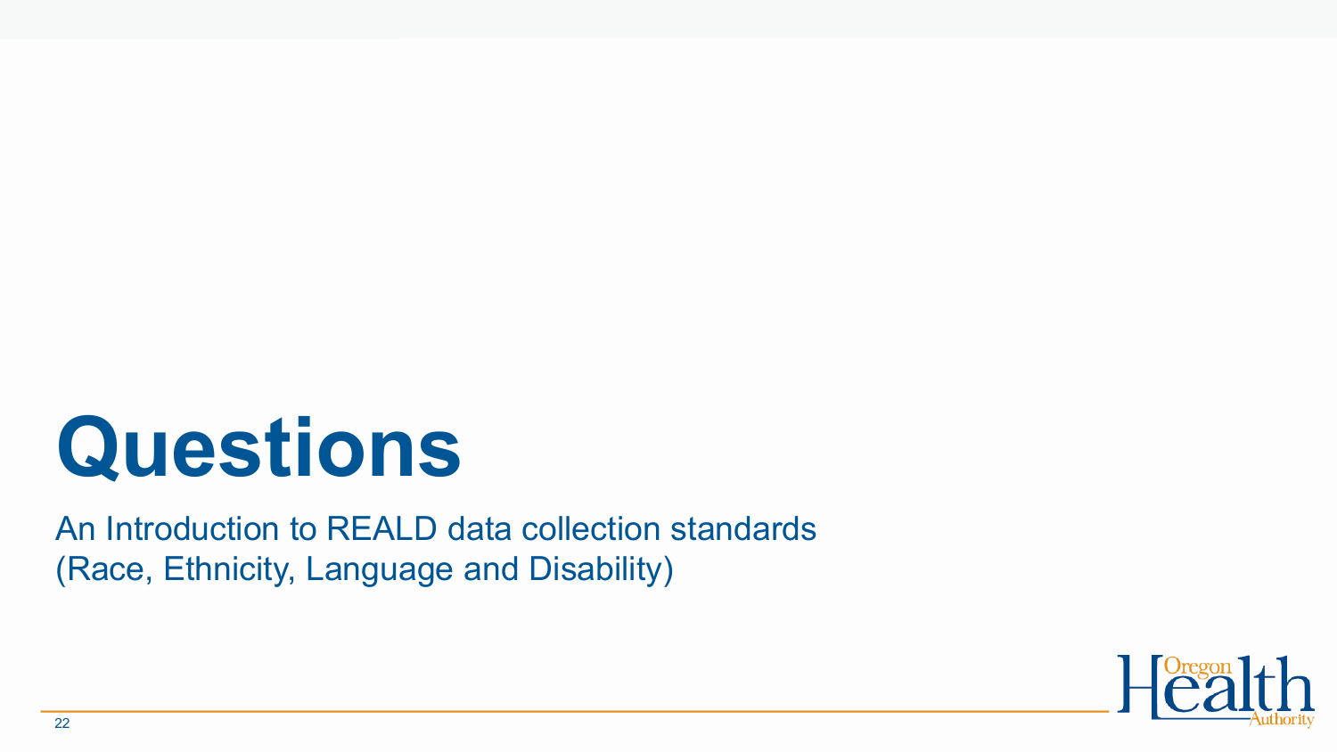# Questions

An Introduction to REALD data collection standards
(Race, Ethnicity, Language and Disability)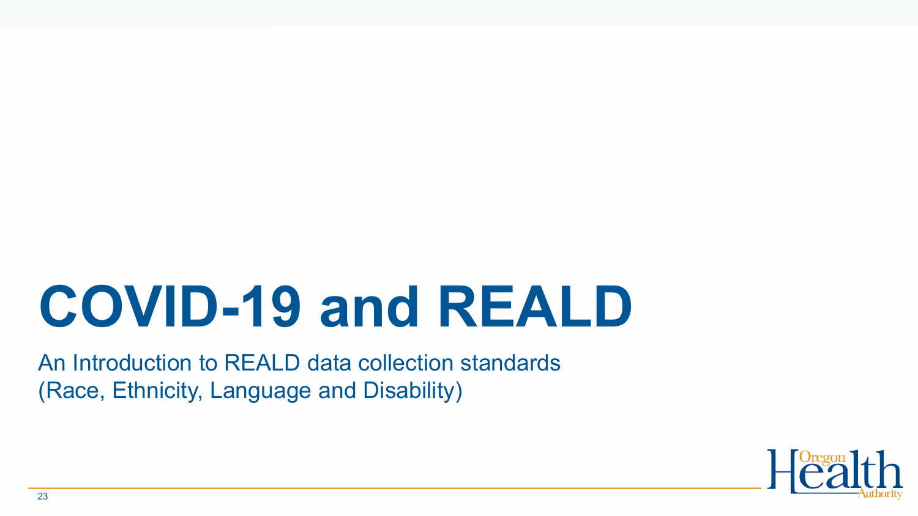# COVID-19 and REALD

An Introduction to REALD data collection standards
(Race, Ethnicity, Language and Disability)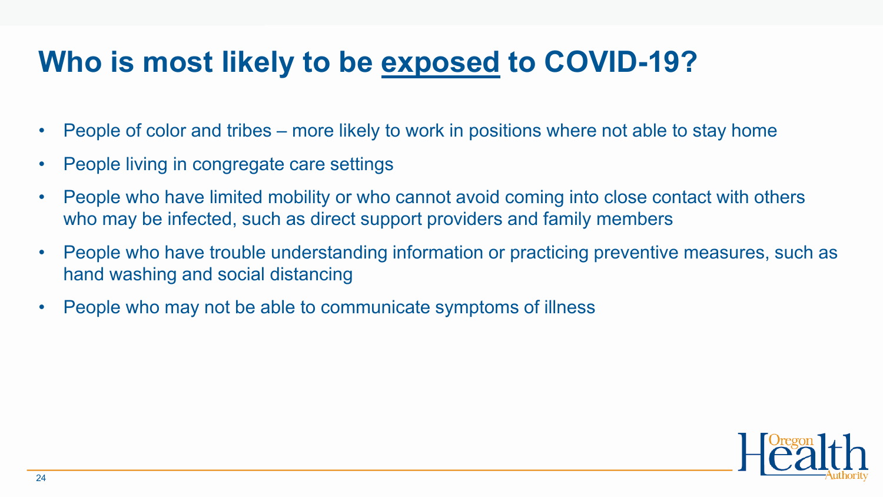# Who is most likely to be <u>exposed</u> to COVID-19?

- People of color and tribes – more likely to work in positions where not able to stay home
- People living in congregate care settings
- People who have limited mobility or who cannot avoid coming into close contact with others who may be infected, such as direct support providers and family members
- People who have trouble understanding information or practicing preventive measures, such as hand washing and social distancing
- People who may not be able to communicate symptoms of illness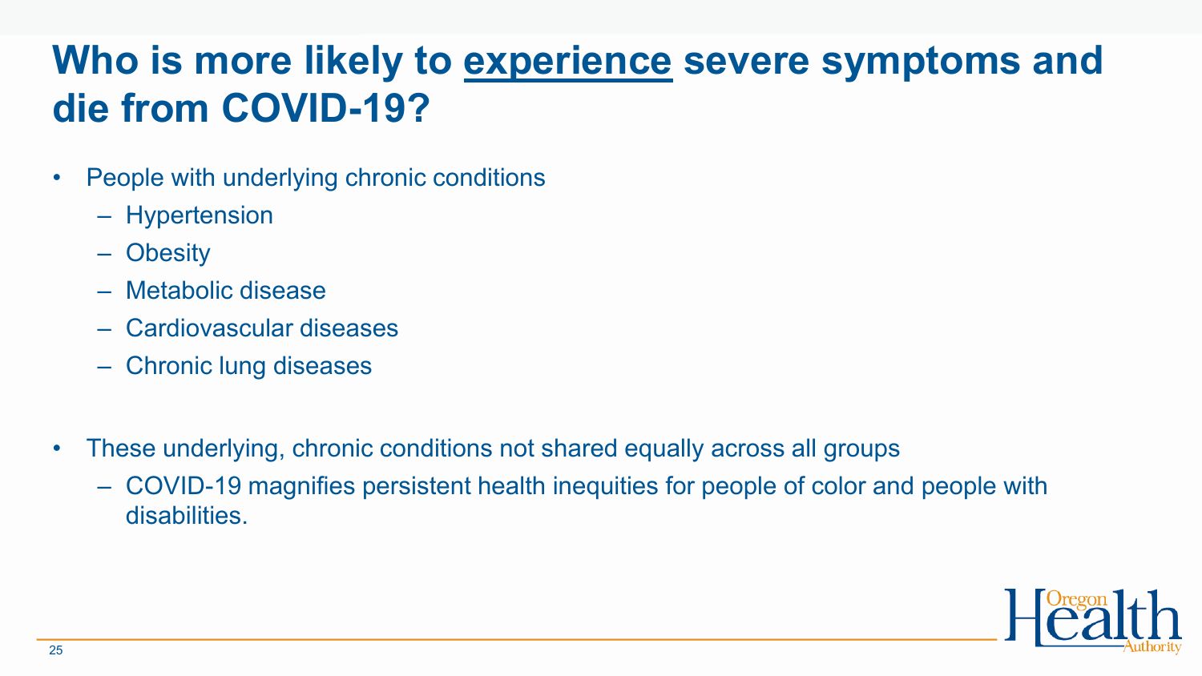# Who is more likely to <u>experience</u> severe symptoms and die from COVID-19?

- People with underlying chronic conditions
  - Hypertension
  - Obesity
  - Metabolic disease
  - Cardiovascular diseases
  - Chronic lung diseases

- These underlying, chronic conditions not shared equally across all groups
  - COVID-19 magnifies persistent health inequities for people of color and people with disabilities.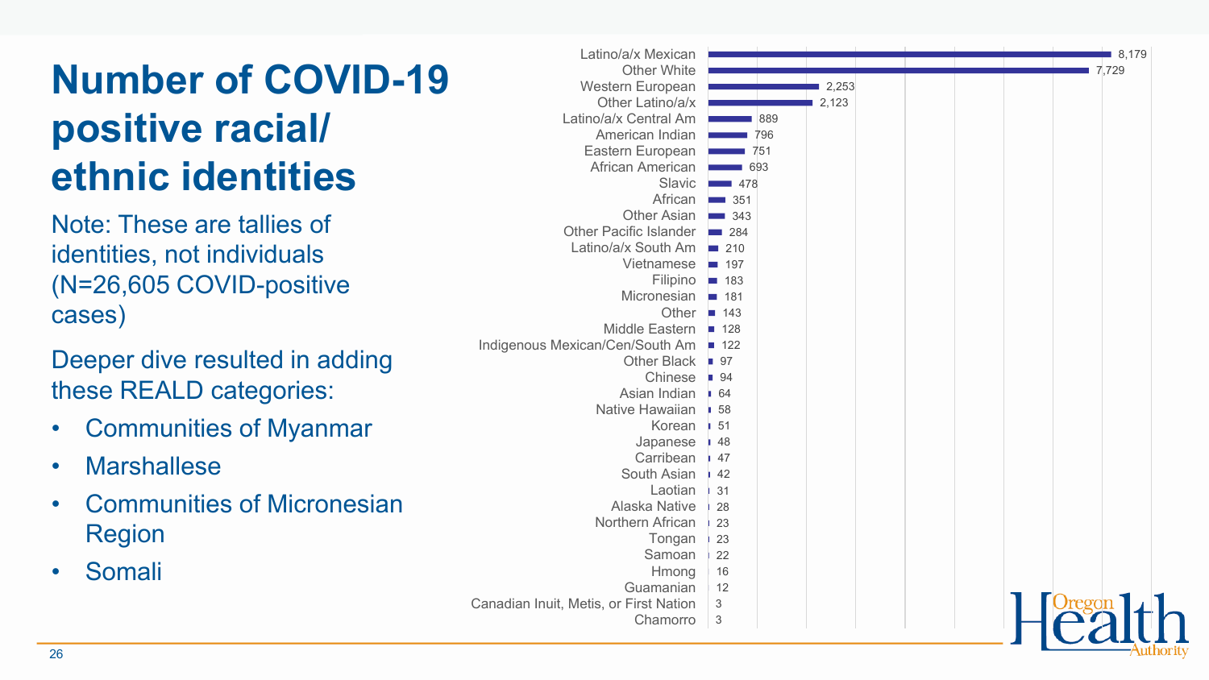# Number of COVID-19 positive racial/ ethnic identities

Note: These are tallies of identities, not individuals (N=26,605 COVID-positive cases)

Deeper dive resulted in adding these REALD categories:

- Communities of Myanmar
- Marshallese
- Communities of Micronesian Region
- Somali

| Identity | Count |
|---|---|
| Latino/a/x Mexican | 8,179 |
| Other White | 7,729 |
| Western European | 2,253 |
| Other Latino/a/x | 2,123 |
| Latino/a/x Central Am | 889 |
| American Indian | 796 |
| Eastern European | 751 |
| African American | 693 |
| Slavic | 478 |
| African | 351 |
| Other Asian | 343 |
| Other Pacific Islander | 284 |
| Latino/a/x South Am | 210 |
| Vietnamese | 197 |
| Filipino | 183 |
| Micronesian | 181 |
| Other | 143 |
| Middle Eastern | 128 |
| Indigenous Mexican/Cen/South Am | 122 |
| Other Black | 97 |
| Chinese | 94 |
| Asian Indian | 64 |
| Native Hawaiian | 58 |
| Korean | 51 |
| Japanese | 48 |
| Carribean | 47 |
| South Asian | 42 |
| Laotian | 31 |
| Alaska Native | 28 |
| Northern African | 23 |
| Tongan | 23 |
| Samoan | 22 |
| Hmong | 16 |
| Guamanian | 12 |
| Canadian Inuit, Metis, or First Nation | 3 |
| Chamorro | 3 |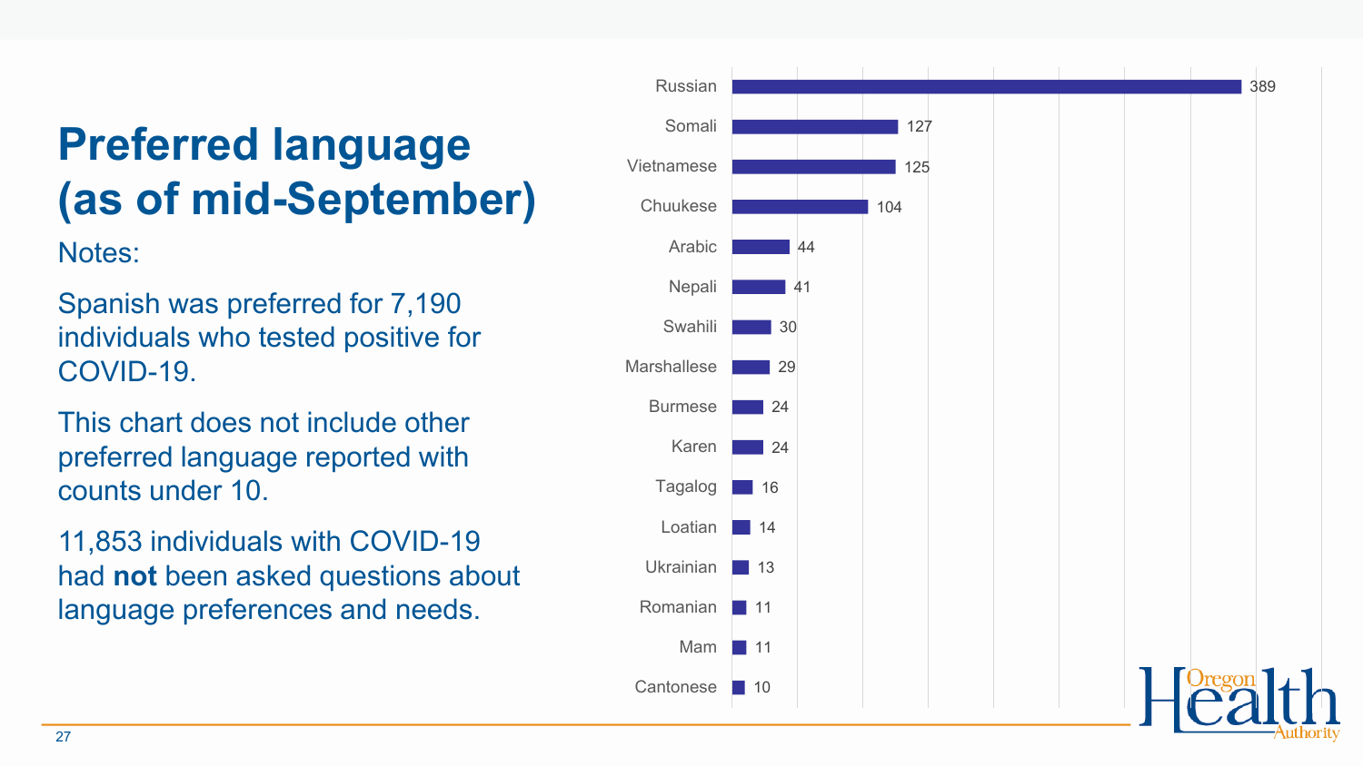# Preferred language (as of mid-September)

Notes:

Spanish was preferred for 7,190 individuals who tested positive for COVID-19.

This chart does not include other preferred language reported with counts under 10.

11,853 individuals with COVID-19 had **not** been asked questions about language preferences and needs.

| Language | Count |
| --- | --- |
| Russian | 389 |
| Somali | 127 |
| Vietnamese | 125 |
| Chuukese | 104 |
| Arabic | 44 |
| Nepali | 41 |
| Swahili | 30 |
| Marshallese | 29 |
| Burmese | 24 |
| Karen | 24 |
| Tagalog | 16 |
| Loatian | 14 |
| Ukrainian | 13 |
| Romanian | 11 |
| Mam | 11 |
| Cantonese | 10 |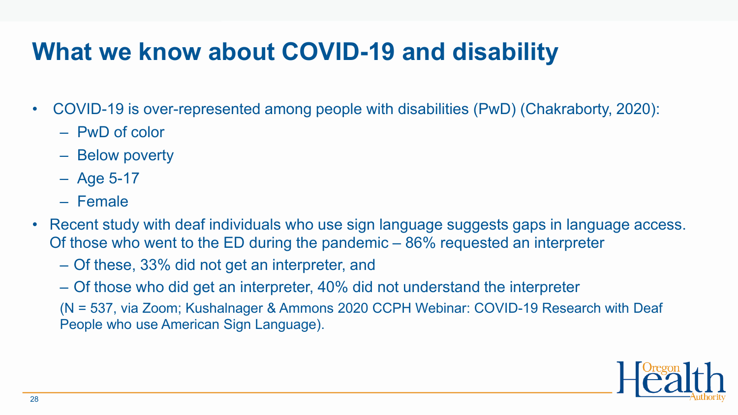# What we know about COVID-19 and disability

- COVID-19 is over-represented among people with disabilities (PwD) (Chakraborty, 2020):
  - PwD of color
  - Below poverty
  - Age 5-17
  - Female
- Recent study with deaf individuals who use sign language suggests gaps in language access. Of those who went to the ED during the pandemic – 86% requested an interpreter
  - Of these, 33% did not get an interpreter, and
  - Of those who did get an interpreter, 40% did not understand the interpreter

  (N = 537, via Zoom; Kushalnager & Ammons 2020 CCPH Webinar: COVID-19 Research with Deaf People who use American Sign Language).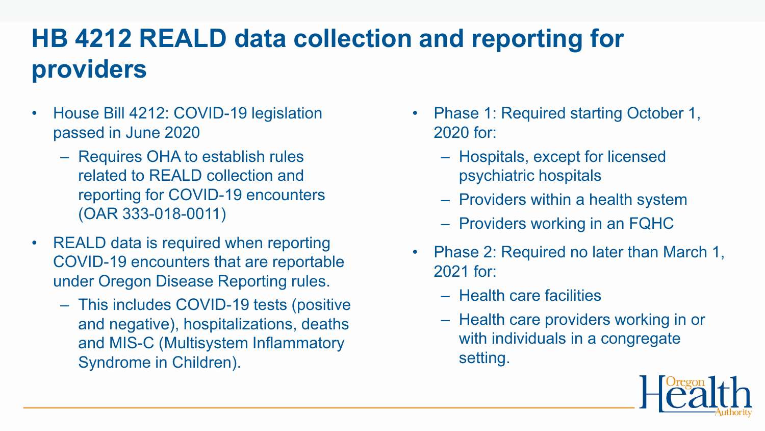# HB 4212 REALD data collection and reporting for providers

- House Bill 4212: COVID-19 legislation passed in June 2020
  - Requires OHA to establish rules related to REALD collection and reporting for COVID-19 encounters (OAR 333-018-0011)
- REALD data is required when reporting COVID-19 encounters that are reportable under Oregon Disease Reporting rules.
  - This includes COVID-19 tests (positive and negative), hospitalizations, deaths and MIS-C (Multisystem Inflammatory Syndrome in Children).
- Phase 1: Required starting October 1, 2020 for:
  - Hospitals, except for licensed psychiatric hospitals
  - Providers within a health system
  - Providers working in an FQHC
- Phase 2: Required no later than March 1, 2021 for:
  - Health care facilities
  - Health care providers working in or with individuals in a congregate setting.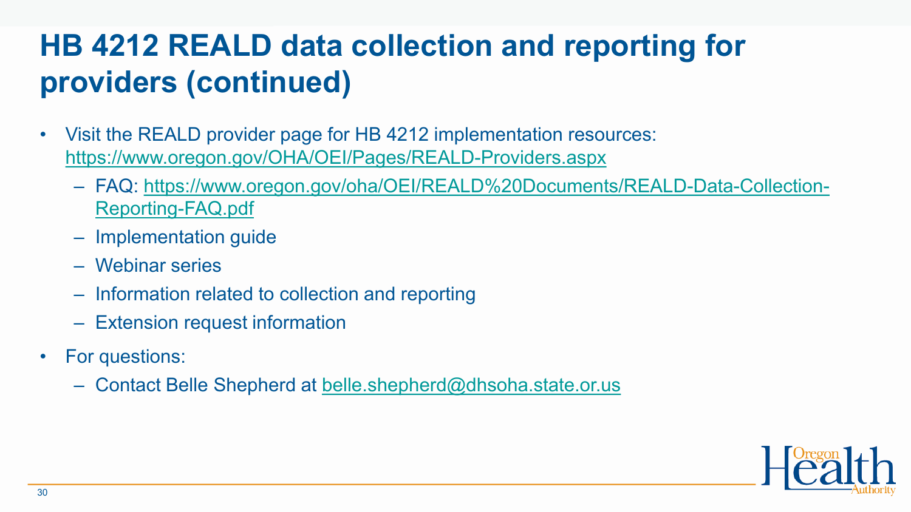# HB 4212 REALD data collection and reporting for providers (continued)

- Visit the REALD provider page for HB 4212 implementation resources: https://www.oregon.gov/OHA/OEI/Pages/REALD-Providers.aspx
  - FAQ: https://www.oregon.gov/oha/OEI/REALD%20Documents/REALD-Data-Collection-Reporting-FAQ.pdf
  - Implementation guide
  - Webinar series
  - Information related to collection and reporting
  - Extension request information
- For questions:
  - Contact Belle Shepherd at belle.shepherd@dhsoha.state.or.us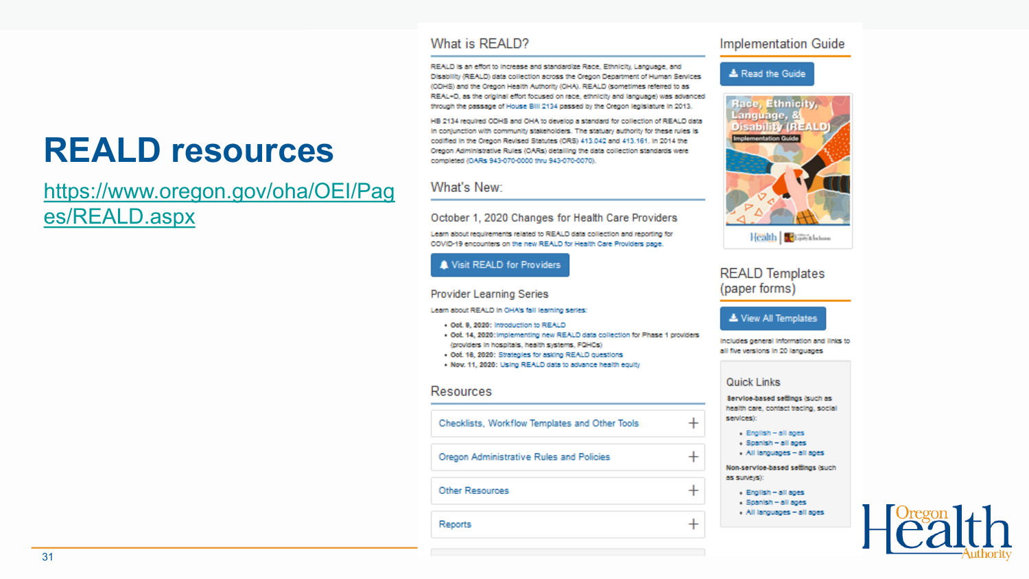# READLD resources

https://www.oregon.gov/oha/OEI/Pages/REALD.aspx

## What is REALD?

REALD is an effort to increase and standardize Race, Ethnicity, Language, and Disability (REALD) data collection across the Oregon Department of Human Services (ODHS) and the Oregon Health Authority (OHA). REALD (sometimes referred to as REAL+D, as the original effort focused on race, ethnicity and language) was advanced through the passage of House Bill 2134 passed by the Oregon legislature in 2013.

HB 2134 required ODHS and OHA to develop a standard for collection of REALD data in conjunction with community stakeholders. The statutory authority for these rules is codified in the Oregon Revised Statutes (ORS) 413.042 and 413.161. In 2014 the Oregon Administrative Rules (OARs) detailing the data collection standards were completed (OARs 943-070-0000 thru 943-070-0070).

## What's New:

### October 1, 2020 Changes for Health Care Providers

Learn about requirements related to REALD data collection and reporting for COVID-19 encounters on the new REALD for Health Care Providers page.

Visit REALD for Providers

### Provider Learning Series

Learn about REALD in OHA's fall learning series:

- **Oct. 8, 2020:** Introduction to REALD
- **Oct. 14, 2020:** Implementing new REALD data collection for Phase 1 providers (providers in hospitals, health systems, FQHCs)
- **Oct. 16, 2020:** Strategies for asking REALD questions
- **Nov. 11, 2020:** Using REALD data to advance health equity

## Resources

- Checklists, Workflow Templates and Other Tools
- Oregon Administrative Rules and Policies
- Other Resources
- Reports

## Implementation Guide

Read the Guide

Race, Ethnicity, Language, & Disability (REALD) Implementation Guide

## REALD Templates (paper forms)

View All Templates

Includes general information and links to all five versions in 20 languages

### Quick Links

**Service-based settings** (such as health care, contact tracing, social services):

- English – all ages
- Spanish – all ages
- All languages – all ages

**Non-service-based settings** (such as surveys):

- English – all ages
- Spanish – all ages
- All languages – all ages

Oregon Health Authority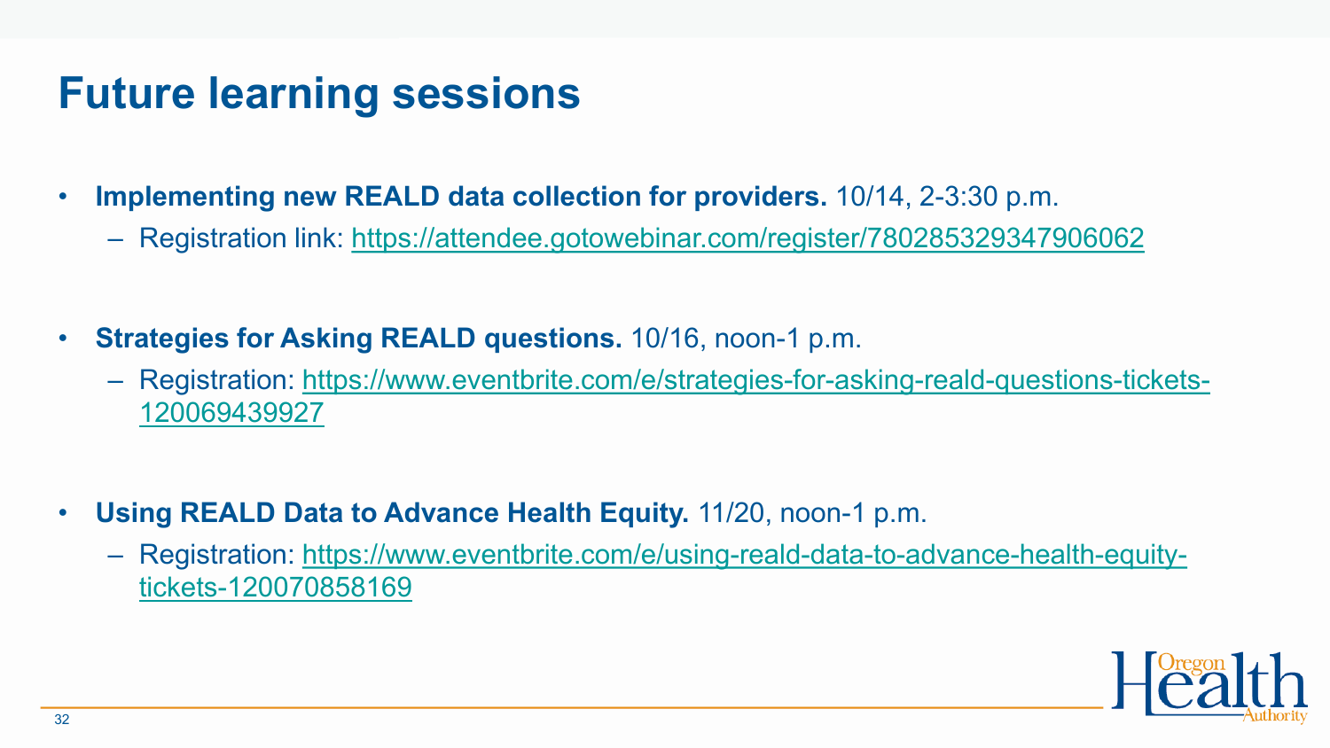# Future learning sessions

- **Implementing new REALD data collection for providers.** 10/14, 2-3:30 p.m.
  - Registration link: https://attendee.gotowebinar.com/register/780285329347906062
- **Strategies for Asking REALD questions.** 10/16, noon-1 p.m.
  - Registration: https://www.eventbrite.com/e/strategies-for-asking-reald-questions-tickets-120069439927
- **Using REALD Data to Advance Health Equity.** 11/20, noon-1 p.m.
  - Registration: https://www.eventbrite.com/e/using-reald-data-to-advance-health-equity-tickets-120070858169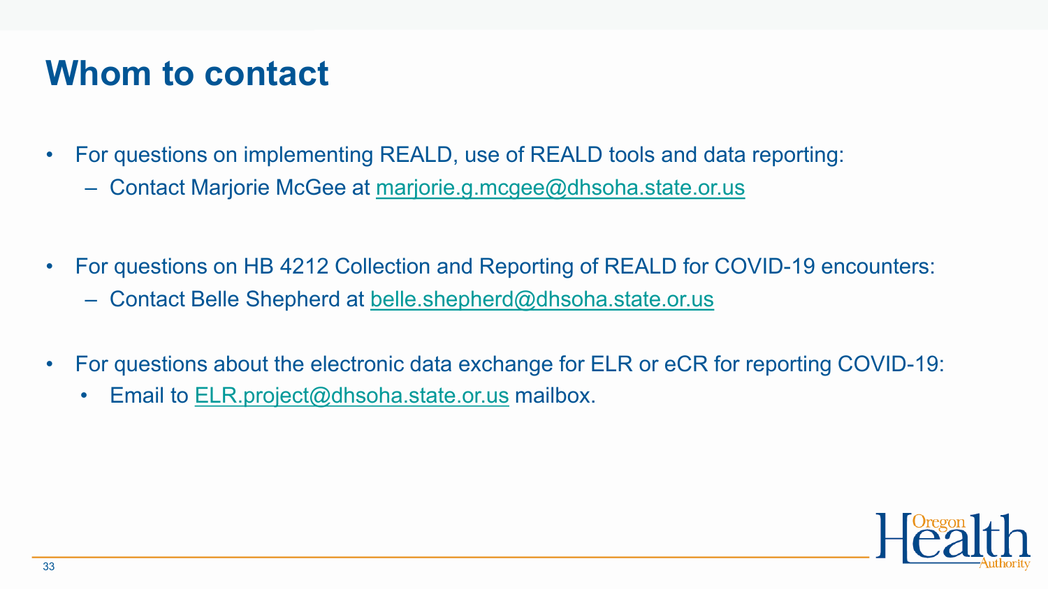# Whom to contact

- For questions on implementing REALD, use of REALD tools and data reporting:
  - Contact Marjorie McGee at marjorie.g.mcgee@dhsoha.state.or.us
- For questions on HB 4212 Collection and Reporting of REALD for COVID-19 encounters:
  - Contact Belle Shepherd at belle.shepherd@dhsoha.state.or.us
- For questions about the electronic data exchange for ELR or eCR for reporting COVID-19:
  - Email to ELR.project@dhsoha.state.or.us mailbox.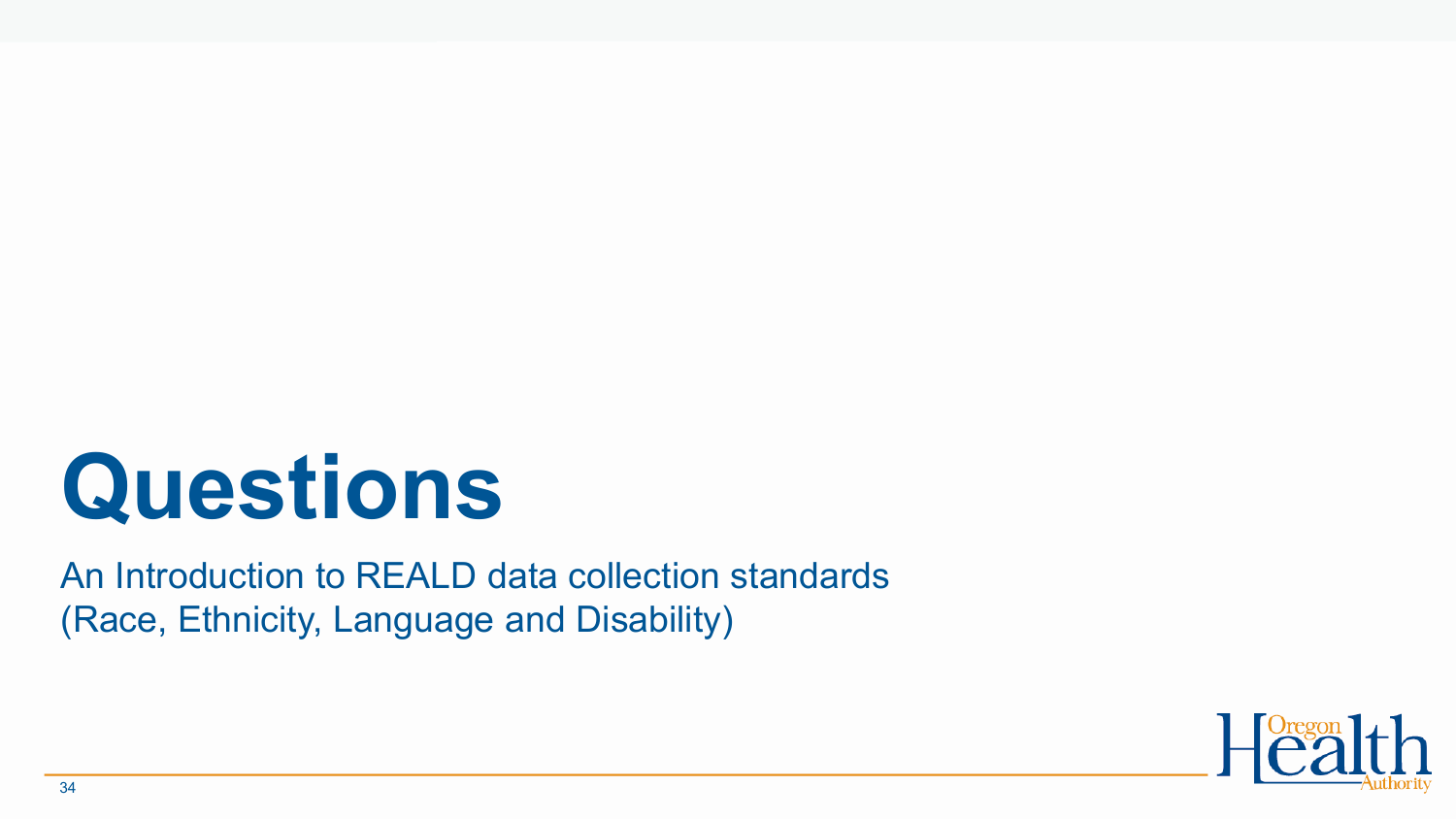# Questions

An Introduction to REALD data collection standards
(Race, Ethnicity, Language and Disability)